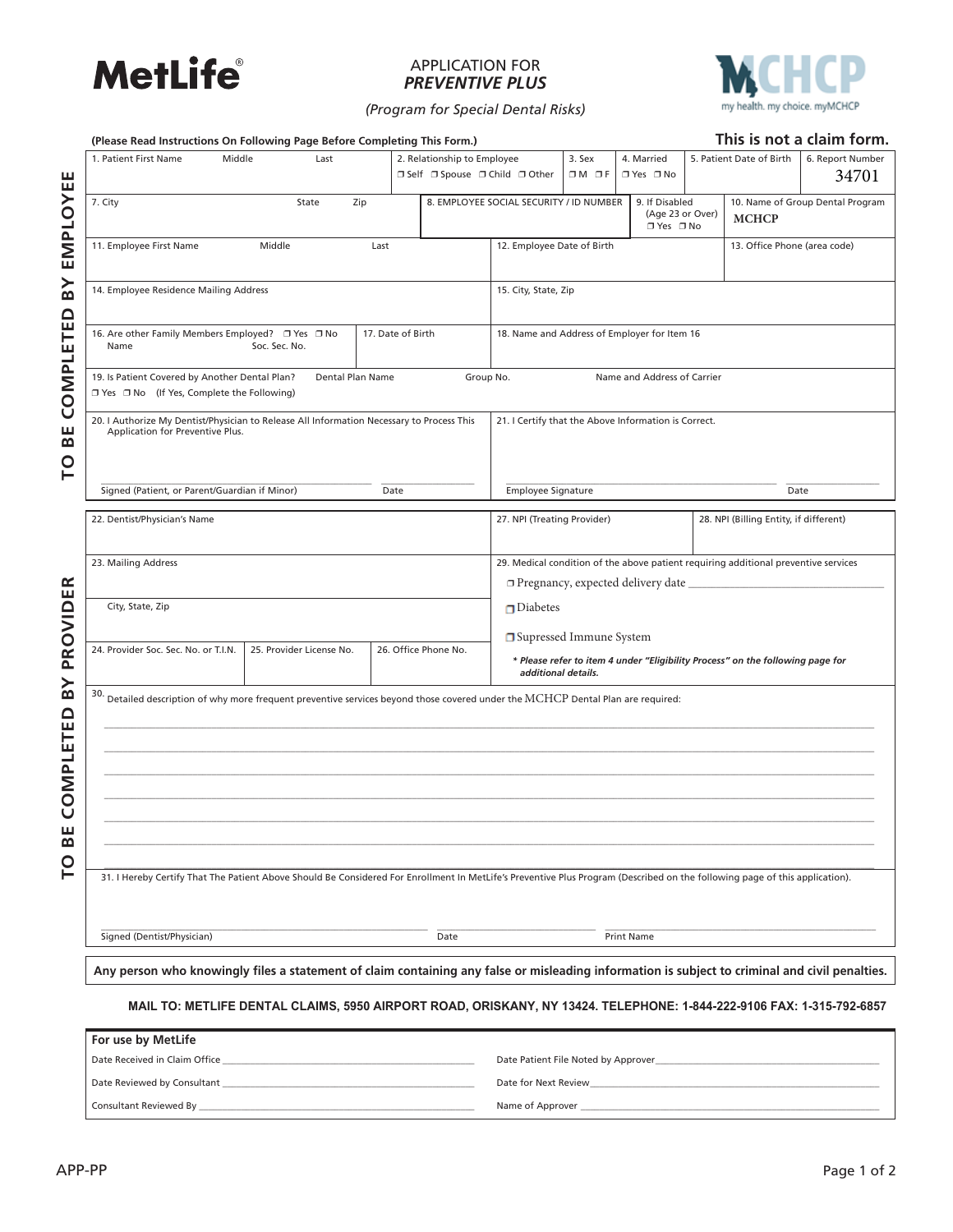MetLife

# APPLICATION FOR *PREVENTIVE PLUS*

*(Program for Special Dental Risks)*

MCHCP my health. my choice. myMCHCP

**(Please Read Instructions On Following Page Before Completing This Form.)**

**This is not a claim form.**

## TO BE COMPLETED BY EMPLOYEE

| 1. Patient First Name Middle Last | 2. Relationship to Employee ❒ Self ❒ Spouse ❒ Child ❒ Other | 3. Sex ❒ M ❒ F | 4. Married ❒ Yes ❒ No | 5. Patient Date of Birth | 6. Report Number 34701 |
|---|---|---|---|---|---|
| 7. City State Zip | 8. EMPLOYEE SOCIAL SECURITY / ID NUMBER | 9. If Disabled (Age 23 or Over) ❒ Yes ❒ No | | 10. Name of Group Dental Program MCHCP | |
| 11. Employee First Name Middle Last | 12. Employee Date of Birth | | | 13. Office Phone (area code) | |
| 14. Employee Residence Mailing Address | 15. City, State, Zip | | | | |
| 16. Are other Family Members Employed? ❒ Yes ❒ No Name Soc. Sec. No. | 17. Date of Birth | 18. Name and Address of Employer for Item 16 | | | |
| 19. Is Patient Covered by Another Dental Plan? ❒ Yes ❒ No (If Yes, Complete the Following) | Dental Plan Name | Group No. | Name and Address of Carrier | | |

20. I Authorize My Dentist/Physician to Release All Information Necessary to Process This Application for Preventive Plus.

Signed (Patient, or Parent/Guardian if Minor) ____________ Date ____________

21. I Certify that the Above Information is Correct.

Employee Signature ____________ Date ____________

## TO BE COMPLETED BY PROVIDER

| 22. Dentist/Physician's Name | | | 27. NPI (Treating Provider) | 28. NPI (Billing Entity, if different) |
|---|---|---|---|---|
| 23. Mailing Address | | | 29. Medical condition of the above patient requiring additional preventive services | |
| City, State, Zip | | | ❒ Pregnancy, expected delivery date ____________ ❒ Diabetes ❒ Supressed Immune System | |
| 24. Provider Soc. Sec. No. or T.I.N. | 25. Provider License No. | 26. Office Phone No. | ***** Please refer to item 4 under "Eligibility Process" on the following page for additional details.* | |

30. Detailed description of why more frequent preventive services beyond those covered under the MCHCP Dental Plan are required:

______________________________________________________________________

______________________________________________________________________

______________________________________________________________________

______________________________________________________________________

______________________________________________________________________

______________________________________________________________________

31. I Hereby Certify That The Patient Above Should Be Considered For Enrollment In MetLife's Preventive Plus Program (Described on the following page of this application).

Signed (Dentist/Physician) ____________ Date ____________ Print Name ____________

**Any person who knowingly files a statement of claim containing any false or misleading information is subject to criminal and civil penalties.**

**MAIL TO: METLIFE DENTAL CLAIMS, 5950 AIRPORT ROAD, ORISKANY, NY 13424. TELEPHONE: 1-844-222-9106 FAX: 1-315-792-6857**

**For use by MetLife**

Date Received in Claim Office ____________ Date Patient File Noted by Approver ____________

Date Reviewed by Consultant ____________ Date for Next Review ____________

Consultant Reviewed By ____________ Name of Approver ____________

APP-PP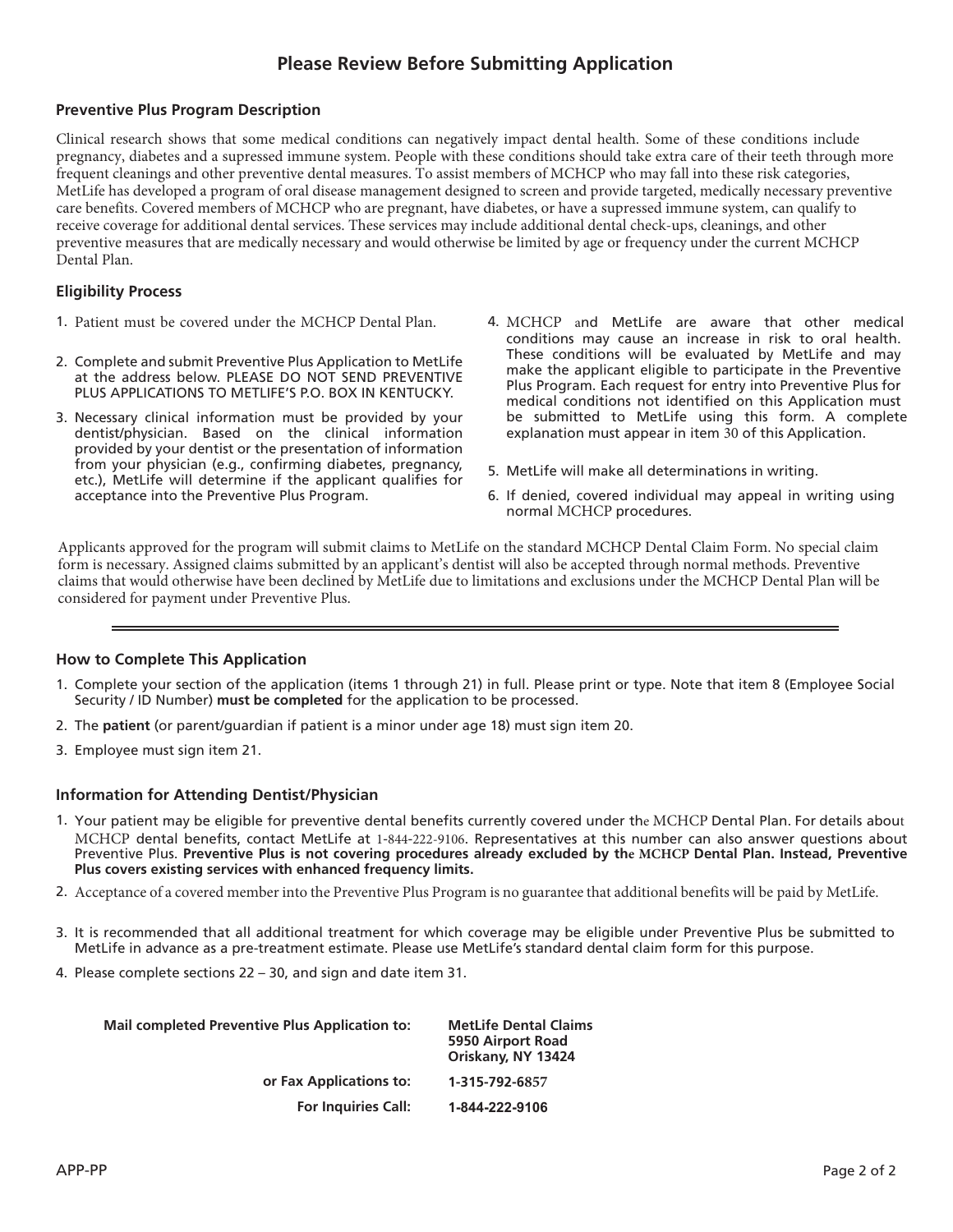# Please Review Before Submitting Application

## Preventive Plus Program Description

Clinical research shows that some medical conditions can negatively impact dental health. Some of these conditions include pregnancy, diabetes and a supressed immune system. People with these conditions should take extra care of their teeth through more frequent cleanings and other preventive dental measures. To assist members of MCHCP who may fall into these risk categories, MetLife has developed a program of oral disease management designed to screen and provide targeted, medically necessary preventive care benefits. Covered members of MCHCP who are pregnant, have diabetes, or have a supressed immune system, can qualify to receive coverage for additional dental services. These services may include additional dental check-ups, cleanings, and other preventive measures that are medically necessary and would otherwise be limited by age or frequency under the current MCHCP Dental Plan.

## Eligibility Process

1. Patient must be covered under the MCHCP Dental Plan.
2. Complete and submit Preventive Plus Application to MetLife at the address below. PLEASE DO NOT SEND PREVENTIVE PLUS APPLICATIONS TO METLIFE'S P.O. BOX IN KENTUCKY.
3. Necessary clinical information must be provided by your dentist/physician. Based on the clinical information provided by your dentist or the presentation of information from your physician (e.g., confirming diabetes, pregnancy, etc.), MetLife will determine if the applicant qualifies for acceptance into the Preventive Plus Program.
4. MCHCP and MetLife are aware that other medical conditions may cause an increase in risk to oral health. These conditions will be evaluated by MetLife and may make the applicant eligible to participate in the Preventive Plus Program. Each request for entry into Preventive Plus for medical conditions not identified on this Application must be submitted to MetLife using this form. A complete explanation must appear in item 30 of this Application.
5. MetLife will make all determinations in writing.
6. If denied, covered individual may appeal in writing using normal MCHCP procedures.

Applicants approved for the program will submit claims to MetLife on the standard MCHCP Dental Claim Form. No special claim form is necessary. Assigned claims submitted by an applicant's dentist will also be accepted through normal methods. Preventive claims that would otherwise have been declined by MetLife due to limitations and exclusions under the MCHCP Dental Plan will be considered for payment under Preventive Plus.

---

## How to Complete This Application

1. Complete your section of the application (items 1 through 21) in full. Please print or type. Note that item 8 (Employee Social Security / ID Number) **must be completed** for the application to be processed.
2. The **patient** (or parent/guardian if patient is a minor under age 18) must sign item 20.
3. Employee must sign item 21.

## Information for Attending Dentist/Physician

1. Your patient may be eligible for preventive dental benefits currently covered under the MCHCP Dental Plan. For details about MCHCP dental benefits, contact MetLife at 1-844-222-9106. Representatives at this number can also answer questions about Preventive Plus. **Preventive Plus is not covering procedures already excluded by the MCHCP Dental Plan. Instead, Preventive Plus covers existing services with enhanced frequency limits.**
2. Acceptance of a covered member into the Preventive Plus Program is no guarantee that additional benefits will be paid by MetLife.
3. It is recommended that all additional treatment for which coverage may be eligible under Preventive Plus be submitted to MetLife in advance as a pre-treatment estimate. Please use MetLife's standard dental claim form for this purpose.
4. Please complete sections 22 – 30, and sign and date item 31.

| | |
|---|---|
| **Mail completed Preventive Plus Application to:** | **MetLife Dental Claims**<br>**5950 Airport Road**<br>**Oriskany, NY 13424** |
| **or Fax Applications to:** | **1-315-792-6857** |
| **For Inquiries Call:** | **1-844-222-9106** |

APP-PP